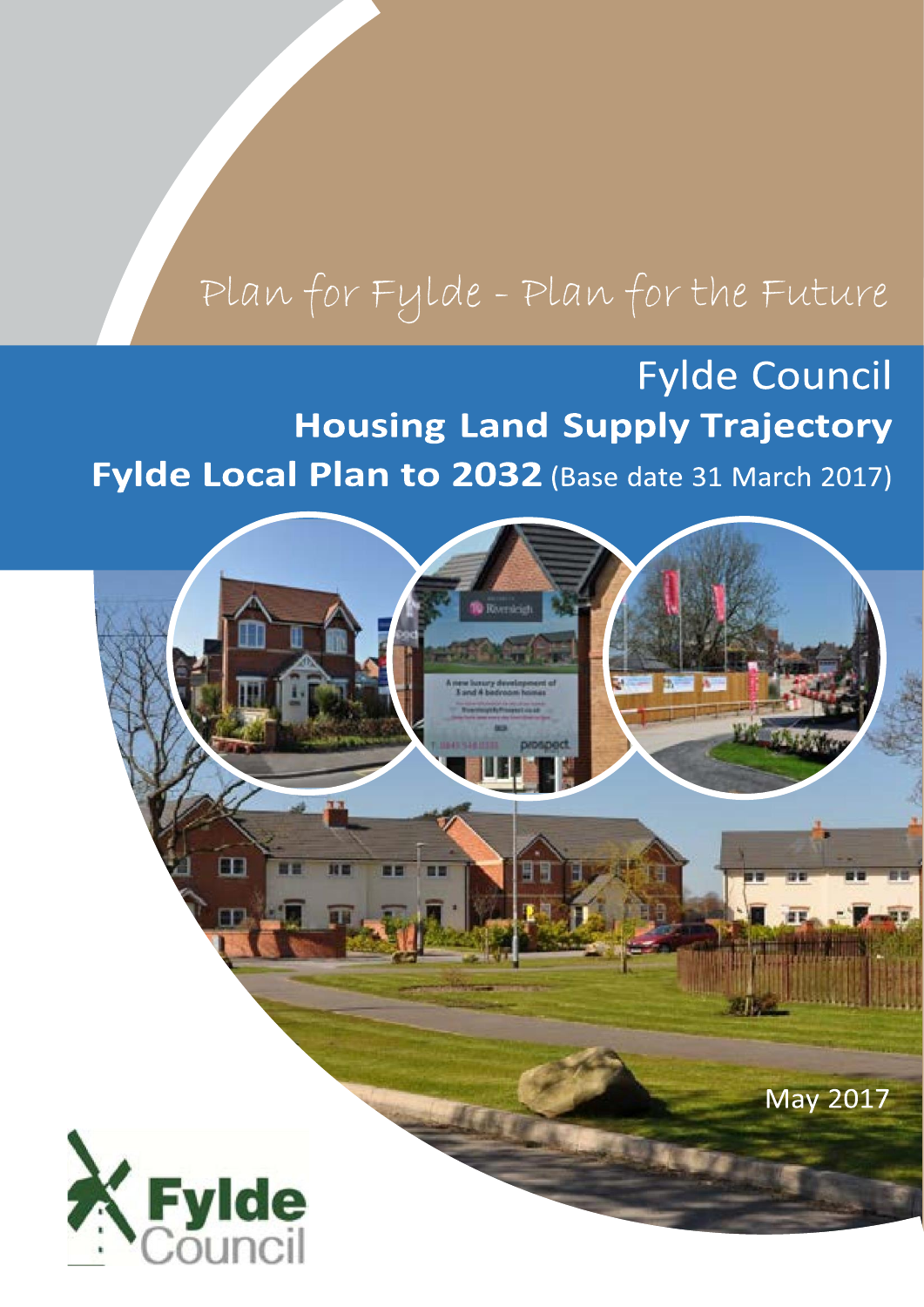Plan for Fylde - Plan for the Future

# Fylde Council

## Housing Land Supply Trajectory

## Fylde Local Plan to 2032 (Base date 31 March 2017)

May 2017

Fylde Council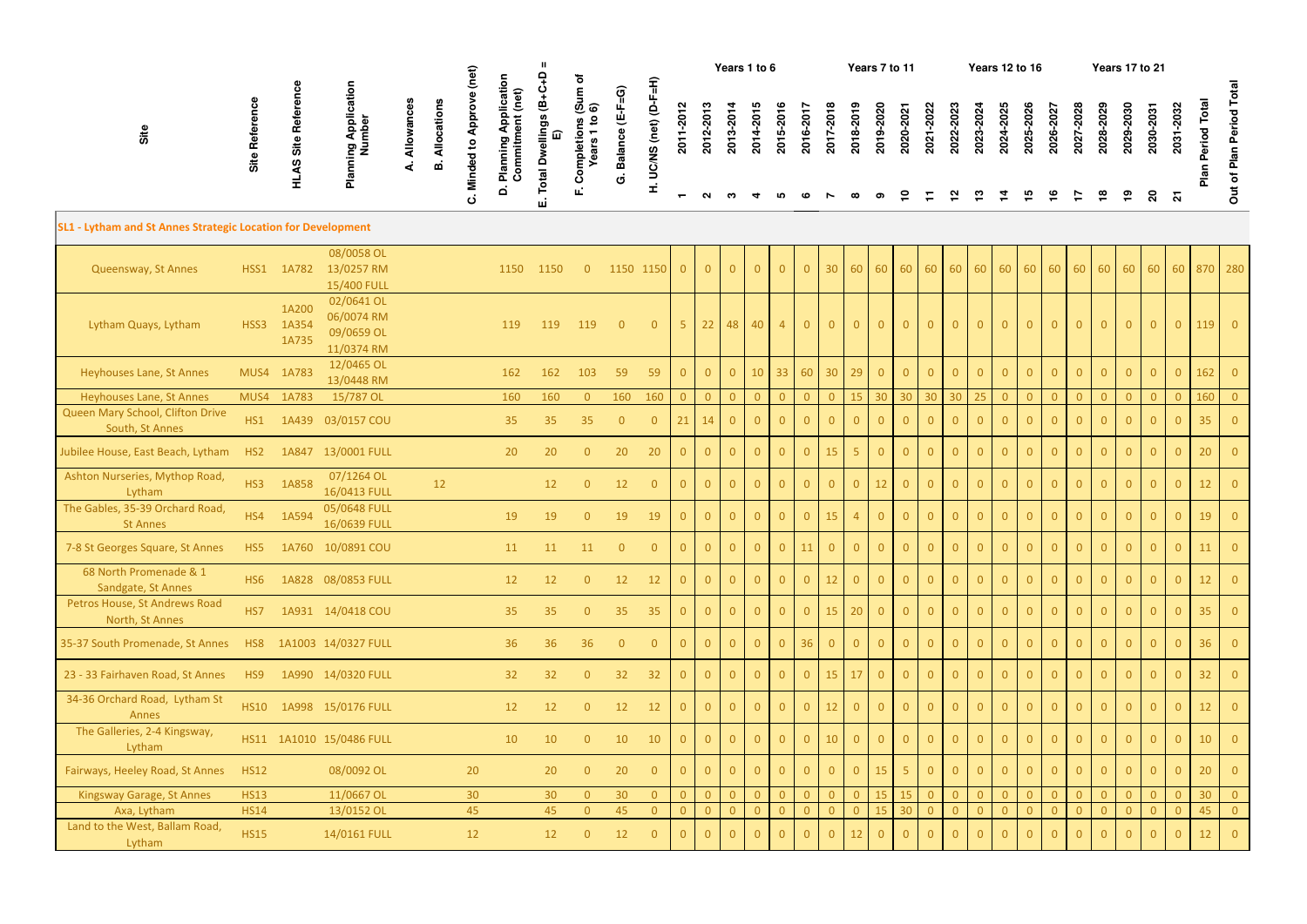| Site | Site Reference | HLAS Site Reference | Planning Application Number | A. Allowances | B. Allocations | C. Minded to Approve (net) | D. Planning Application Commitment (net) | E. Total Dwellings (B+C+D = E) | F. Completions (Sum of Years 1 to 6) | G. Balance (E-F=G) | H. UC/NS (net) (D-F=H) | Years 1 to 6 | | | | | | Years 7 to 11 | | | | | Years 12 to 16 | | | | | Years 17 to 21 | | | | | Plan Period Total | Out of Plan Period Total |
|---|---|---|---|---|---|---|---|---|---|---|---|---|---|---|---|---|---|---|---|---|---|---|---|---|---|---|---|---|---|---|---|---|---|---|
| | | | | | | | | | | | | 2011-2012 | 2012-2013 | 2013-2014 | 2014-2015 | 2015-2016 | 2016-2017 | 2017-2018 | 2018-2019 | 2019-2020 | 2020-2021 | 2021-2022 | 2022-2023 | 2023-2024 | 2024-2025 | 2025-2026 | 2026-2027 | 2027-2028 | 2028-2029 | 2029-2030 | 2030-2031 | 2031-2032 | | |
| | | | | | | | | | | | | 1 | 2 | 3 | 4 | 5 | 6 | 7 | 8 | 9 | 10 | 11 | 12 | 13 | 14 | 15 | 16 | 17 | 18 | 19 | 20 | 21 | | |
| **SL1 - Lytham and St Annes Strategic Location for Development** | | | | | | | | | | | | | | | | | | | | | | | | | | | | | | | | | | |
| Queensway, St Annes | HSS1 | 1A782 | 08/0058 OL 13/0257 RM 15/400 FULL | | | | 1150 | 1150 | 0 | 1150 | 1150 | 0 | 0 | 0 | 0 | 0 | 0 | 30 | 60 | 60 | 60 | 60 | 60 | 60 | 60 | 60 | 60 | 60 | 60 | 60 | 60 | 60 | 870 | 280 |
| Lytham Quays, Lytham | HSS3 | 1A200 1A354 1A735 | 02/0641 OL 06/0074 RM 09/0659 OL 11/0374 RM | | | | 119 | 119 | 119 | 0 | 0 | 5 | 22 | 48 | 40 | 4 | 0 | 0 | 0 | 0 | 0 | 0 | 0 | 0 | 0 | 0 | 0 | 0 | 0 | 0 | 0 | 0 | 119 | 0 |
| Heyhouses Lane, St Annes | MUS4 | 1A783 | 12/0465 OL 13/0448 RM | | | | 162 | 162 | 103 | 59 | 59 | 0 | 0 | 0 | 10 | 33 | 60 | 30 | 29 | 0 | 0 | 0 | 0 | 0 | 0 | 0 | 0 | 0 | 0 | 0 | 0 | 0 | 162 | 0 |
| Heyhouses Lane, St Annes | MUS4 | 1A783 | 15/787 OL | | | | 160 | 160 | 0 | 160 | 160 | 0 | 0 | 0 | 0 | 0 | 0 | 0 | 15 | 30 | 30 | 30 | 30 | 25 | 0 | 0 | 0 | 0 | 0 | 0 | 0 | 0 | 160 | 0 |
| Queen Mary School, Clifton Drive South, St Annes | HS1 | 1A439 | 03/0157 COU | | | | 35 | 35 | 35 | 0 | 0 | 21 | 14 | 0 | 0 | 0 | 0 | 0 | 0 | 0 | 0 | 0 | 0 | 0 | 0 | 0 | 0 | 0 | 0 | 0 | 0 | 0 | 35 | 0 |
| Jubilee House, East Beach, Lytham | HS2 | 1A847 | 13/0001 FULL | | | | 20 | 20 | 0 | 20 | 20 | 0 | 0 | 0 | 0 | 0 | 0 | 15 | 5 | 0 | 0 | 0 | 0 | 0 | 0 | 0 | 0 | 0 | 0 | 0 | 0 | 0 | 20 | 0 |
| Ashton Nurseries, Mythop Road, Lytham | HS3 | 1A858 | 07/1264 OL 16/0413 FULL | 12 | | | | 12 | 0 | 12 | 0 | 0 | 0 | 0 | 0 | 0 | 0 | 0 | 0 | 12 | 0 | 0 | 0 | 0 | 0 | 0 | 0 | 0 | 0 | 0 | 0 | 0 | 12 | 0 |
| The Gables, 35-39 Orchard Road, St Annes | HS4 | 1A594 | 05/0648 FULL 16/0639 FULL | | | | 19 | 19 | 0 | 19 | 19 | 0 | 0 | 0 | 0 | 0 | 0 | 15 | 4 | 0 | 0 | 0 | 0 | 0 | 0 | 0 | 0 | 0 | 0 | 0 | 0 | 0 | 19 | 0 |
| 7-8 St Georges Square, St Annes | HS5 | 1A760 | 10/0891 COU | | | | 11 | 11 | 11 | 0 | 0 | 0 | 0 | 0 | 0 | 0 | 11 | 0 | 0 | 0 | 0 | 0 | 0 | 0 | 0 | 0 | 0 | 0 | 0 | 0 | 0 | 0 | 11 | 0 |
| 68 North Promenade & 1 Sandgate, St Annes | HS6 | 1A828 | 08/0853 FULL | | | | 12 | 12 | 0 | 12 | 12 | 0 | 0 | 0 | 0 | 0 | 0 | 12 | 0 | 0 | 0 | 0 | 0 | 0 | 0 | 0 | 0 | 0 | 0 | 0 | 0 | 0 | 12 | 0 |
| Petros House, St Andrews Road North, St Annes | HS7 | 1A931 | 14/0418 COU | | | | 35 | 35 | 0 | 35 | 35 | 0 | 0 | 0 | 0 | 0 | 0 | 15 | 20 | 0 | 0 | 0 | 0 | 0 | 0 | 0 | 0 | 0 | 0 | 0 | 0 | 0 | 35 | 0 |
| 35-37 South Promenade, St Annes | HS8 | 1A1003 | 14/0327 FULL | | | | 36 | 36 | 36 | 0 | 0 | 0 | 0 | 0 | 0 | 0 | 36 | 0 | 0 | 0 | 0 | 0 | 0 | 0 | 0 | 0 | 0 | 0 | 0 | 0 | 0 | 0 | 36 | 0 |
| 23 - 33 Fairhaven Road, St Annes | HS9 | 1A990 | 14/0320 FULL | | | | 32 | 32 | 0 | 32 | 32 | 0 | 0 | 0 | 0 | 0 | 0 | 15 | 17 | 0 | 0 | 0 | 0 | 0 | 0 | 0 | 0 | 0 | 0 | 0 | 0 | 0 | 32 | 0 |
| 34-36 Orchard Road, Lytham St Annes | HS10 | 1A998 | 15/0176 FULL | | | | 12 | 12 | 0 | 12 | 12 | 0 | 0 | 0 | 0 | 0 | 0 | 12 | 0 | 0 | 0 | 0 | 0 | 0 | 0 | 0 | 0 | 0 | 0 | 0 | 0 | 0 | 12 | 0 |
| The Galleries, 2-4 Kingsway, Lytham | HS11 | 1A1010 | 15/0486 FULL | | | | 10 | 10 | 0 | 10 | 10 | 0 | 0 | 0 | 0 | 0 | 0 | 10 | 0 | 0 | 0 | 0 | 0 | 0 | 0 | 0 | 0 | 0 | 0 | 0 | 0 | 0 | 10 | 0 |
| Fairways, Heeley Road, St Annes | HS12 | | 08/0092 OL | | | 20 | | 20 | 0 | 20 | 0 | 0 | 0 | 0 | 0 | 0 | 0 | 0 | 0 | 15 | 5 | 0 | 0 | 0 | 0 | 0 | 0 | 0 | 0 | 0 | 0 | 0 | 20 | 0 |
| Kingsway Garage, St Annes | HS13 | | 11/0667 OL | | | 30 | | 30 | 0 | 30 | 0 | 0 | 0 | 0 | 0 | 0 | 0 | 0 | 0 | 15 | 15 | 0 | 0 | 0 | 0 | 0 | 0 | 0 | 0 | 0 | 0 | 0 | 30 | 0 |
| Axa, Lytham | HS14 | | 13/0152 OL | | | 45 | | 45 | 0 | 45 | 0 | 0 | 0 | 0 | 0 | 0 | 0 | 0 | 0 | 15 | 30 | 0 | 0 | 0 | 0 | 0 | 0 | 0 | 0 | 0 | 0 | 0 | 45 | 0 |
| Land to the West, Ballam Road, Lytham | HS15 | | 14/0161 FULL | | | 12 | | 12 | 0 | 12 | 0 | 0 | 0 | 0 | 0 | 0 | 0 | 0 | 12 | 0 | 0 | 0 | 0 | 0 | 0 | 0 | 0 | 0 | 0 | 0 | 0 | 0 | 12 | 0 |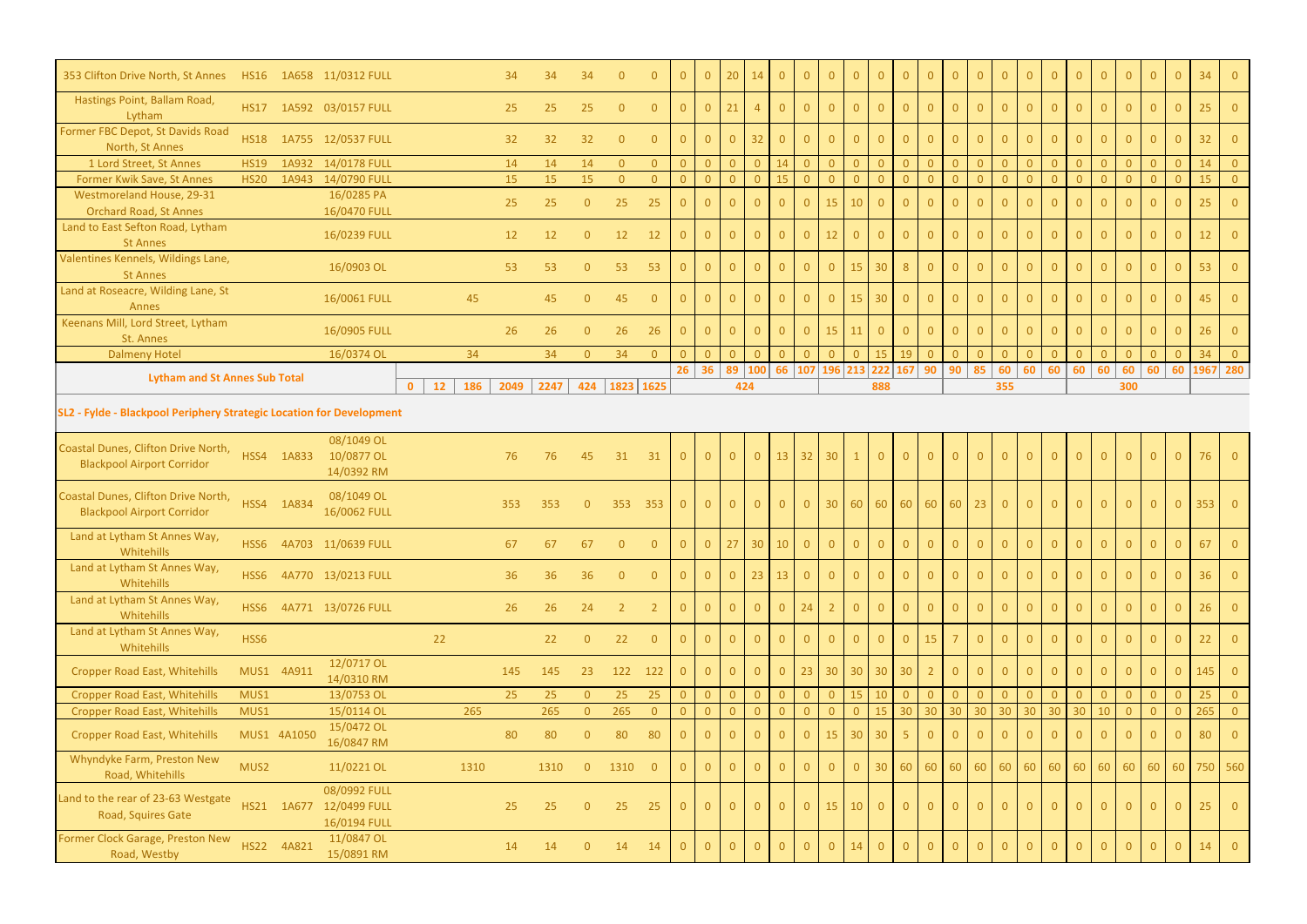| | | | | | | | | | | | | | | | | | | | | | | | | | | | | | | | | | | | |
|---|---|---|---|---|---|---|---|---|---|---|---|---|---|---|---|---|---|---|---|---|---|---|---|---|---|---|---|---|---|---|---|---|---|---|---|
| 353 Clifton Drive North, St Annes | HS16 | 1A658 | 11/0312 FULL | | | | 34 | 34 | 34 | 0 | 0 | 0 | 0 | 20 | 14 | 0 | 0 | 0 | 0 | 0 | 0 | 0 | 0 | 0 | 0 | 0 | 0 | 0 | 0 | 0 | 0 | 0 | 0 | 34 | 0 |
| Hastings Point, Ballam Road, Lytham | HS17 | 1A592 | 03/0157 FULL | | | | 25 | 25 | 25 | 0 | 0 | 0 | 0 | 21 | 4 | 0 | 0 | 0 | 0 | 0 | 0 | 0 | 0 | 0 | 0 | 0 | 0 | 0 | 0 | 0 | 0 | 0 | 0 | 25 | 0 |
| Former FBC Depot, St Davids Road North, St Annes | HS18 | 1A755 | 12/0537 FULL | | | | 32 | 32 | 32 | 0 | 0 | 0 | 0 | 0 | 32 | 0 | 0 | 0 | 0 | 0 | 0 | 0 | 0 | 0 | 0 | 0 | 0 | 0 | 0 | 0 | 0 | 0 | 0 | 32 | 0 |
| 1 Lord Street, St Annes | HS19 | 1A932 | 14/0178 FULL | | | | 14 | 14 | 14 | 0 | 0 | 0 | 0 | 0 | 0 | 14 | 0 | 0 | 0 | 0 | 0 | 0 | 0 | 0 | 0 | 0 | 0 | 0 | 0 | 0 | 0 | 0 | 0 | 14 | 0 |
| Former Kwik Save, St Annes | HS20 | 1A943 | 14/0790 FULL | | | | 15 | 15 | 15 | 0 | 0 | 0 | 0 | 0 | 0 | 15 | 0 | 0 | 0 | 0 | 0 | 0 | 0 | 0 | 0 | 0 | 0 | 0 | 0 | 0 | 0 | 0 | 0 | 15 | 0 |
| Westmoreland House, 29-31 Orchard Road, St Annes | | | 16/0285 PA 16/0470 FULL | | | | 25 | 25 | 0 | 25 | 25 | 0 | 0 | 0 | 0 | 0 | 0 | 15 | 10 | 0 | 0 | 0 | 0 | 0 | 0 | 0 | 0 | 0 | 0 | 0 | 0 | 0 | 0 | 25 | 0 |
| Land to East Sefton Road, Lytham St Annes | | | 16/0239 FULL | | | | 12 | 12 | 0 | 12 | 12 | 0 | 0 | 0 | 0 | 0 | 0 | 12 | 0 | 0 | 0 | 0 | 0 | 0 | 0 | 0 | 0 | 0 | 0 | 0 | 0 | 0 | 0 | 12 | 0 |
| Valentines Kennels, Wildings Lane, St Annes | | | 16/0903 OL | | | | 53 | 53 | 0 | 53 | 53 | 0 | 0 | 0 | 0 | 0 | 0 | 0 | 15 | 30 | 8 | 0 | 0 | 0 | 0 | 0 | 0 | 0 | 0 | 0 | 0 | 0 | 0 | 53 | 0 |
| Land at Roseacre, Wilding Lane, St Annes | | | 16/0061 FULL | | | 45 | | 45 | 0 | 45 | 0 | 0 | 0 | 0 | 0 | 0 | 0 | 0 | 15 | 30 | 0 | 0 | 0 | 0 | 0 | 0 | 0 | 0 | 0 | 0 | 0 | 0 | 0 | 45 | 0 |
| Keenans Mill, Lord Street, Lytham St. Annes | | | 16/0905 FULL | | | | 26 | 26 | 0 | 26 | 26 | 0 | 0 | 0 | 0 | 0 | 0 | 15 | 11 | 0 | 0 | 0 | 0 | 0 | 0 | 0 | 0 | 0 | 0 | 0 | 0 | 0 | 0 | 26 | 0 |
| Dalmeny Hotel | | | 16/0374 OL | | | 34 | | 34 | 0 | 34 | 0 | 0 | 0 | 0 | 0 | 0 | 0 | 0 | 0 | 15 | 19 | 0 | 0 | 0 | 0 | 0 | 0 | 0 | 0 | 0 | 0 | 0 | 0 | 34 | 0 |
| **Lytham and St Annes Sub Total** | | | | 0 | 12 | 186 | 2049 | 2247 | 424 | 1823 | 1625 | 26 | 36 | 89 | 100 | 66 | 107 | 196 | 213 | 222 | 167 | 90 | 90 | 85 | 60 | 60 | 60 | 60 | 60 | 60 | 60 | 60 | 60 | 1967 | 280 |
| | | | | | | | | | | | | | | | 424 | | | | | | 888 | | | | | 355 | | | | | 300 | | | | |

**SL2 - Fylde - Blackpool Periphery Strategic Location for Development**

| | | | | | | | | | | | | | | | | | | | | | | | | | | | | | | | | | | | |
|---|---|---|---|---|---|---|---|---|---|---|---|---|---|---|---|---|---|---|---|---|---|---|---|---|---|---|---|---|---|---|---|---|---|---|---|
| Coastal Dunes, Clifton Drive North, Blackpool Airport Corridor | HSS4 | 1A833 | 08/1049 OL 10/0877 OL 14/0392 RM | | | | 76 | 76 | 45 | 31 | 31 | 0 | 0 | 0 | 0 | 13 | 32 | 30 | 1 | 0 | 0 | 0 | 0 | 0 | 0 | 0 | 0 | 0 | 0 | 0 | 0 | 0 | 0 | 76 | 0 |
| Coastal Dunes, Clifton Drive North, Blackpool Airport Corridor | HSS4 | 1A834 | 08/1049 OL 16/0062 FULL | | | | 353 | 353 | 0 | 353 | 353 | 0 | 0 | 0 | 0 | 0 | 0 | 30 | 60 | 60 | 60 | 60 | 60 | 23 | 0 | 0 | 0 | 0 | 0 | 0 | 0 | 0 | 0 | 353 | 0 |
| Land at Lytham St Annes Way, Whitehills | HSS6 | 4A703 | 11/0639 FULL | | | | 67 | 67 | 67 | 0 | 0 | 0 | 0 | 27 | 30 | 10 | 0 | 0 | 0 | 0 | 0 | 0 | 0 | 0 | 0 | 0 | 0 | 0 | 0 | 0 | 0 | 0 | 0 | 67 | 0 |
| Land at Lytham St Annes Way, Whitehills | HSS6 | 4A770 | 13/0213 FULL | | | | 36 | 36 | 36 | 0 | 0 | 0 | 0 | 0 | 23 | 13 | 0 | 0 | 0 | 0 | 0 | 0 | 0 | 0 | 0 | 0 | 0 | 0 | 0 | 0 | 0 | 0 | 0 | 36 | 0 |
| Land at Lytham St Annes Way, Whitehills | HSS6 | 4A771 | 13/0726 FULL | | | | 26 | 26 | 24 | 2 | 2 | 0 | 0 | 0 | 0 | 0 | 24 | 2 | 0 | 0 | 0 | 0 | 0 | 0 | 0 | 0 | 0 | 0 | 0 | 0 | 0 | 0 | 0 | 26 | 0 |
| Land at Lytham St Annes Way, Whitehills | HSS6 | | | | 22 | | | 22 | 0 | 22 | 0 | 0 | 0 | 0 | 0 | 0 | 0 | 0 | 0 | 0 | 0 | 15 | 7 | 0 | 0 | 0 | 0 | 0 | 0 | 0 | 0 | 0 | 0 | 22 | 0 |
| Cropper Road East, Whitehills | MUS1 | 4A911 | 12/0717 OL 14/0310 RM | | | | 145 | 145 | 23 | 122 | 122 | 0 | 0 | 0 | 0 | 0 | 23 | 30 | 30 | 30 | 30 | 2 | 0 | 0 | 0 | 0 | 0 | 0 | 0 | 0 | 0 | 0 | 0 | 145 | 0 |
| Cropper Road East, Whitehills | MUS1 | | 13/0753 OL | | | | 25 | 25 | 0 | 25 | 25 | 0 | 0 | 0 | 0 | 0 | 0 | 0 | 15 | 10 | 0 | 0 | 0 | 0 | 0 | 0 | 0 | 0 | 0 | 0 | 0 | 0 | 0 | 25 | 0 |
| Cropper Road East, Whitehills | MUS1 | | 15/0114 OL | | | 265 | | 265 | 0 | 265 | 0 | 0 | 0 | 0 | 0 | 0 | 0 | 0 | 0 | 15 | 30 | 30 | 30 | 30 | 30 | 30 | 30 | 30 | 10 | 0 | 0 | 0 | 0 | 265 | 0 |
| Cropper Road East, Whitehills | MUS1 | 4A1050 | 15/0472 OL 16/0847 RM | | | | 80 | 80 | 0 | 80 | 80 | 0 | 0 | 0 | 0 | 0 | 0 | 15 | 30 | 30 | 5 | 0 | 0 | 0 | 0 | 0 | 0 | 0 | 0 | 0 | 0 | 0 | 0 | 80 | 0 |
| Whyndyke Farm, Preston New Road, Whitehills | MUS2 | | 11/0221 OL | | | 1310 | | 1310 | 0 | 1310 | 0 | 0 | 0 | 0 | 0 | 0 | 0 | 0 | 0 | 0 | 30 | 60 | 60 | 60 | 60 | 60 | 60 | 60 | 60 | 60 | 60 | 60 | 60 | 750 | 560 |
| Land to the rear of 23-63 Westgate Road, Squires Gate | HS21 | 1A677 | 08/0992 FULL 12/0499 FULL 16/0194 FULL | | | | 25 | 25 | 0 | 25 | 25 | 0 | 0 | 0 | 0 | 0 | 0 | 15 | 10 | 0 | 0 | 0 | 0 | 0 | 0 | 0 | 0 | 0 | 0 | 0 | 0 | 0 | 0 | 25 | 0 |
| Former Clock Garage, Preston New Road, Westby | HS22 | 4A821 | 11/0847 OL 15/0891 RM | | | | 14 | 14 | 0 | 14 | 14 | 0 | 0 | 0 | 0 | 0 | 0 | 0 | 14 | 0 | 0 | 0 | 0 | 0 | 0 | 0 | 0 | 0 | 0 | 0 | 0 | 0 | 0 | 14 | 0 |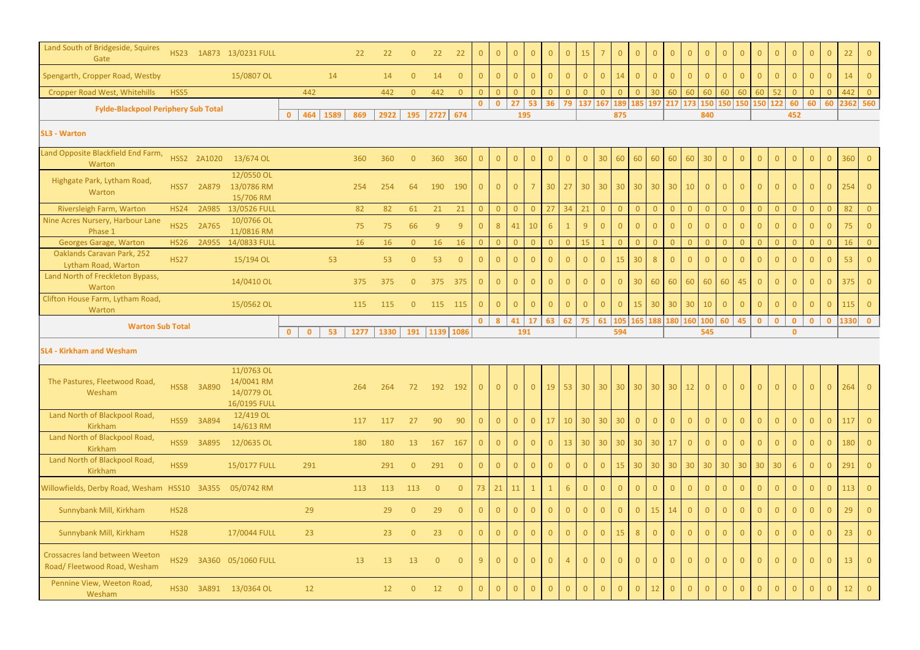| | | | | | | | | | | | | | | | | | | | | | | | | | | | | | | | | | | |
|---|---|---|---|---|---|---|---|---|---|---|---|---|---|---|---|---|---|---|---|---|---|---|---|---|---|---|---|---|---|---|---|---|---|---|
| Land South of Bridgeside, Squires Gate | HS23 | 1A873 | 13/0231 FULL | | | | 22 | 22 | 0 | 22 | 22 | 0 | 0 | 0 | 0 | 0 | 0 | 15 | 7 | 0 | 0 | 0 | 0 | 0 | 0 | 0 | 0 | 0 | 0 | 0 | 0 | 0 | 22 | 0 |
| Spengarth, Cropper Road, Westby | | | 15/0807 OL | | | 14 | | 14 | 0 | 14 | 0 | 0 | 0 | 0 | 0 | 0 | 0 | 0 | 0 | 14 | 0 | 0 | 0 | 0 | 0 | 0 | 0 | 0 | 0 | 0 | 0 | 0 | 14 | 0 |
| Cropper Road West, Whitehills | HSS5 | | | | 442 | | | 442 | 0 | 442 | 0 | 0 | 0 | 0 | 0 | 0 | 0 | 0 | 0 | 0 | 0 | 30 | 60 | 60 | 60 | 60 | 60 | 60 | 52 | 0 | 0 | 0 | 442 | 0 |
| **Fylde-Blackpool Periphery Sub Total** | | | | | | | | | | | | **0** | **0** | **27** | **53** | **36** | **79** | **137** | **167** | **189** | **185** | **197** | **217** | **173** | **150** | **150** | **150** | **150** | **122** | **60** | **60** | **60** | **2362** | **560** |
| | | | | **0** | **464** | **1589** | **869** | **2922** | **195** | **2727** | **674** | | | **195** | | | | | | **875** | | | | | **840** | | | | | **452** | | | | |
| **SL3 - Warton** | | | | | | | | | | | | | | | | | | | | | | | | | | | | | | | | | | |
| Land Opposite Blackfield End Farm, Warton | HSS2 | 2A1020 | 13/674 OL | | | | 360 | 360 | 0 | 360 | 360 | 0 | 0 | 0 | 0 | 0 | 0 | 0 | 30 | 60 | 60 | 60 | 60 | 60 | 30 | 0 | 0 | 0 | 0 | 0 | 0 | 0 | 360 | 0 |
| Highgate Park, Lytham Road, Warton | HSS7 | 2A879 | 12/0550 OL 13/0786 RM 15/706 RM | | | | 254 | 254 | 64 | 190 | 190 | 0 | 0 | 0 | 7 | 30 | 27 | 30 | 30 | 30 | 30 | 30 | 30 | 10 | 0 | 0 | 0 | 0 | 0 | 0 | 0 | 0 | 254 | 0 |
| Riversleigh Farm, Warton | HS24 | 2A985 | 13/0526 FULL | | | | 82 | 82 | 61 | 21 | 21 | 0 | 0 | 0 | 0 | 27 | 34 | 21 | 0 | 0 | 0 | 0 | 0 | 0 | 0 | 0 | 0 | 0 | 0 | 0 | 0 | 0 | 82 | 0 |
| Nine Acres Nursery, Harbour Lane Phase 1 | HS25 | 2A765 | 10/0766 OL 11/0816 RM | | | | 75 | 75 | 66 | 9 | 9 | 0 | 8 | 41 | 10 | 6 | 1 | 9 | 0 | 0 | 0 | 0 | 0 | 0 | 0 | 0 | 0 | 0 | 0 | 0 | 0 | 0 | 75 | 0 |
| Georges Garage, Warton | HS26 | 2A955 | 14/0833 FULL | | | | 16 | 16 | 0 | 16 | 16 | 0 | 0 | 0 | 0 | 0 | 0 | 15 | 1 | 0 | 0 | 0 | 0 | 0 | 0 | 0 | 0 | 0 | 0 | 0 | 0 | 0 | 16 | 0 |
| Oaklands Caravan Park, 252 Lytham Road, Warton | HS27 | | 15/194 OL | | | 53 | | 53 | 0 | 53 | 0 | 0 | 0 | 0 | 0 | 0 | 0 | 0 | 0 | 15 | 30 | 8 | 0 | 0 | 0 | 0 | 0 | 0 | 0 | 0 | 0 | 0 | 53 | 0 |
| Land North of Freckleton Bypass, Warton | | | 14/0410 OL | | | | 375 | 375 | 0 | 375 | 375 | 0 | 0 | 0 | 0 | 0 | 0 | 0 | 0 | 0 | 30 | 60 | 60 | 60 | 60 | 60 | 45 | 0 | 0 | 0 | 0 | 0 | 375 | 0 |
| Clifton House Farm, Lytham Road, Warton | | | 15/0562 OL | | | | 115 | 115 | 0 | 115 | 115 | 0 | 0 | 0 | 0 | 0 | 0 | 0 | 0 | 0 | 15 | 30 | 30 | 30 | 10 | 0 | 0 | 0 | 0 | 0 | 0 | 0 | 115 | 0 |
| **Warton Sub Total** | | | | | | | | | | | | **0** | **8** | **41** | **17** | **63** | **62** | **75** | **61** | **105** | **165** | **188** | **180** | **160** | **100** | **60** | **45** | **0** | **0** | **0** | **0** | **0** | **1330** | **0** |
| | | | | **0** | **0** | **53** | **1277** | **1330** | **191** | **1139** | **1086** | | | **191** | | | | | | **594** | | | | | **545** | | | | | **0** | | | | |
| **SL4 - Kirkham and Wesham** | | | | | | | | | | | | | | | | | | | | | | | | | | | | | | | | | | |
| The Pastures, Fleetwood Road, Wesham | HSS8 | 3A890 | 11/0763 OL 14/0041 RM 14/0779 OL 16/0195 FULL | | | | 264 | 264 | 72 | 192 | 192 | 0 | 0 | 0 | 0 | 19 | 53 | 30 | 30 | 30 | 30 | 30 | 30 | 12 | 0 | 0 | 0 | 0 | 0 | 0 | 0 | 0 | 264 | 0 |
| Land North of Blackpool Road, Kirkham | HSS9 | 3A894 | 12/419 OL 14/613 RM | | | | 117 | 117 | 27 | 90 | 90 | 0 | 0 | 0 | 0 | 17 | 10 | 30 | 30 | 30 | 0 | 0 | 0 | 0 | 0 | 0 | 0 | 0 | 0 | 0 | 0 | 0 | 117 | 0 |
| Land North of Blackpool Road, Kirkham | HSS9 | 3A895 | 12/0635 OL | | | | 180 | 180 | 13 | 167 | 167 | 0 | 0 | 0 | 0 | 0 | 13 | 30 | 30 | 30 | 30 | 30 | 17 | 0 | 0 | 0 | 0 | 0 | 0 | 0 | 0 | 0 | 180 | 0 |
| Land North of Blackpool Road, Kirkham | HSS9 | | 15/0177 FULL | | 291 | | | 291 | 0 | 291 | 0 | 0 | 0 | 0 | 0 | 0 | 0 | 0 | 0 | 15 | 30 | 30 | 30 | 30 | 30 | 30 | 30 | 30 | 30 | 6 | 0 | 0 | 291 | 0 |
| Willowfields, Derby Road, Wesham | HSS10 | 3A355 | 05/0742 RM | | | | 113 | 113 | 113 | 0 | 0 | 73 | 21 | 11 | 1 | 1 | 6 | 0 | 0 | 0 | 0 | 0 | 0 | 0 | 0 | 0 | 0 | 0 | 0 | 0 | 0 | 0 | 113 | 0 |
| Sunnybank Mill, Kirkham | HS28 | | | | 29 | | | 29 | 0 | 29 | 0 | 0 | 0 | 0 | 0 | 0 | 0 | 0 | 0 | 0 | 0 | 15 | 14 | 0 | 0 | 0 | 0 | 0 | 0 | 0 | 0 | 0 | 29 | 0 |
| Sunnybank Mill, Kirkham | HS28 | | 17/0044 FULL | | 23 | | | 23 | 0 | 23 | 0 | 0 | 0 | 0 | 0 | 0 | 0 | 0 | 0 | 15 | 8 | 0 | 0 | 0 | 0 | 0 | 0 | 0 | 0 | 0 | 0 | 0 | 23 | 0 |
| Crossacres land between Weeton Road/ Fleetwood Road, Wesham | HS29 | 3A360 | 05/1060 FULL | | | | 13 | 13 | 13 | 0 | 0 | 9 | 0 | 0 | 0 | 0 | 4 | 0 | 0 | 0 | 0 | 0 | 0 | 0 | 0 | 0 | 0 | 0 | 0 | 0 | 0 | 0 | 13 | 0 |
| Pennine View, Weeton Road, Wesham | HS30 | 3A891 | 13/0364 OL | | 12 | | | 12 | 0 | 12 | 0 | 0 | 0 | 0 | 0 | 0 | 0 | 0 | 0 | 0 | 0 | 12 | 0 | 0 | 0 | 0 | 0 | 0 | 0 | 0 | 0 | 0 | 12 | 0 |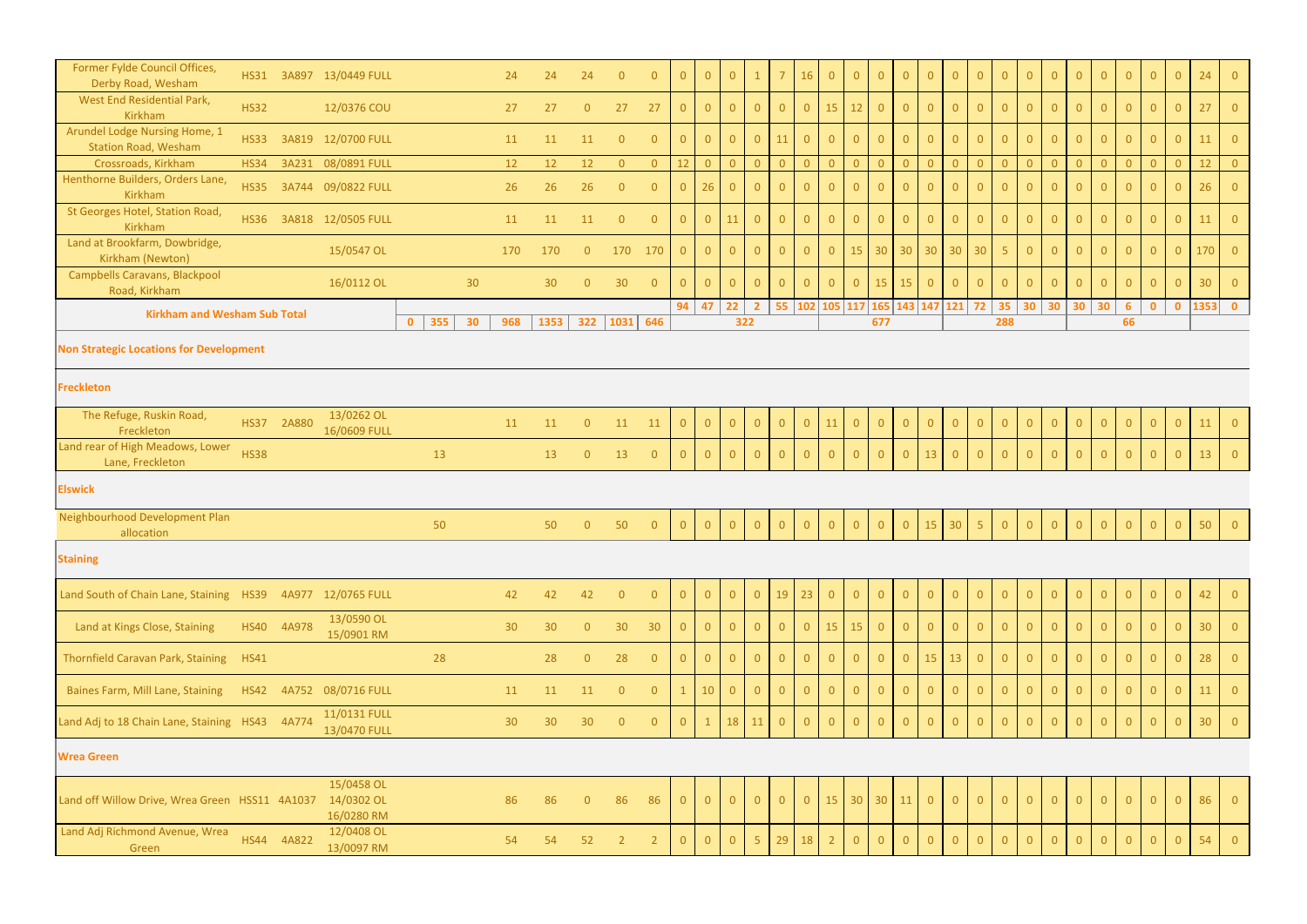| | | | | | | | | | | | | | | | | | | | | | | | | | | | | | | | | | | |
|---|---|---|---|---|---|---|---|---|---|---|---|---|---|---|---|---|---|---|---|---|---|---|---|---|---|---|---|---|---|---|---|---|---|---|
| Former Fylde Council Offices, Derby Road, Wesham | HS31 | 3A897 | 13/0449 FULL | | | | 24 | 24 | 24 | 0 | 0 | 0 | 0 | 0 | 1 | 7 | 16 | 0 | 0 | 0 | 0 | 0 | 0 | 0 | 0 | 0 | 0 | 0 | 0 | 0 | 0 | 0 | 24 | 0 |
| West End Residential Park, Kirkham | HS32 | | 12/0376 COU | | | | 27 | 27 | 0 | 27 | 27 | 0 | 0 | 0 | 0 | 0 | 0 | 15 | 12 | 0 | 0 | 0 | 0 | 0 | 0 | 0 | 0 | 0 | 0 | 0 | 0 | 0 | 27 | 0 |
| Arundel Lodge Nursing Home, 1 Station Road, Wesham | HS33 | 3A819 | 12/0700 FULL | | | | 11 | 11 | 11 | 0 | 0 | 0 | 0 | 0 | 0 | 11 | 0 | 0 | 0 | 0 | 0 | 0 | 0 | 0 | 0 | 0 | 0 | 0 | 0 | 0 | 0 | 0 | 11 | 0 |
| Crossroads, Kirkham | HS34 | 3A231 | 08/0891 FULL | | | | 12 | 12 | 12 | 0 | 0 | 12 | 0 | 0 | 0 | 0 | 0 | 0 | 0 | 0 | 0 | 0 | 0 | 0 | 0 | 0 | 0 | 0 | 0 | 0 | 0 | 0 | 12 | 0 |
| Henthorne Builders, Orders Lane, Kirkham | HS35 | 3A744 | 09/0822 FULL | | | | 26 | 26 | 26 | 0 | 0 | 0 | 26 | 0 | 0 | 0 | 0 | 0 | 0 | 0 | 0 | 0 | 0 | 0 | 0 | 0 | 0 | 0 | 0 | 0 | 0 | 0 | 26 | 0 |
| St Georges Hotel, Station Road, Kirkham | HS36 | 3A818 | 12/0505 FULL | | | | 11 | 11 | 11 | 0 | 0 | 0 | 0 | 11 | 0 | 0 | 0 | 0 | 0 | 0 | 0 | 0 | 0 | 0 | 0 | 0 | 0 | 0 | 0 | 0 | 0 | 0 | 11 | 0 |
| Land at Brookfarm, Dowbridge, Kirkham (Newton) | | | 15/0547 OL | | | | 170 | 170 | 0 | 170 | 170 | 0 | 0 | 0 | 0 | 0 | 0 | 0 | 15 | 30 | 30 | 30 | 30 | 30 | 5 | 0 | 0 | 0 | 0 | 0 | 0 | 0 | 170 | 0 |
| Campbells Caravans, Blackpool Road, Kirkham | | | 16/0112 OL | | | 30 | | 30 | 0 | 30 | 0 | 0 | 0 | 0 | 0 | 0 | 0 | 0 | 0 | 15 | 15 | 0 | 0 | 0 | 0 | 0 | 0 | 0 | 0 | 0 | 0 | 0 | 30 | 0 |
| **Kirkham and Wesham Sub Total** | | | | | | | | | | | | **94** | **47** | **22** | **2** | **55** | **102** | **105** | **117** | **165** | **143** | **147** | **121** | **72** | **35** | **30** | **30** | **30** | **30** | **6** | **0** | **0** | **1353** | **0** |
| | | | | **0** | **355** | **30** | **968** | **1353** | **322** | **1031** | **646** | **322** | | | | | | **677** | | | | | **288** | | | | | **66** | | | | | | |
| **Non Strategic Locations for Development** | | | | | | | | | | | | | | | | | | | | | | | | | | | | | | | | | | |
| **Freckleton** | | | | | | | | | | | | | | | | | | | | | | | | | | | | | | | | | | |
| The Refuge, Ruskin Road, Freckleton | HS37 | 2A880 | 13/0262 OL 16/0609 FULL | | | | 11 | 11 | 0 | 11 | 11 | 0 | 0 | 0 | 0 | 0 | 0 | 11 | 0 | 0 | 0 | 0 | 0 | 0 | 0 | 0 | 0 | 0 | 0 | 0 | 0 | 0 | 11 | 0 |
| Land rear of High Meadows, Lower Lane, Freckleton | HS38 | | | | 13 | | | 13 | 0 | 13 | 0 | 0 | 0 | 0 | 0 | 0 | 0 | 0 | 0 | 0 | 0 | 13 | 0 | 0 | 0 | 0 | 0 | 0 | 0 | 0 | 0 | 0 | 13 | 0 |
| **Elswick** | | | | | | | | | | | | | | | | | | | | | | | | | | | | | | | | | | |
| Neighbourhood Development Plan allocation | | | | | 50 | | | 50 | 0 | 50 | 0 | 0 | 0 | 0 | 0 | 0 | 0 | 0 | 0 | 0 | 0 | 15 | 30 | 5 | 0 | 0 | 0 | 0 | 0 | 0 | 0 | 0 | 50 | 0 |
| **Staining** | | | | | | | | | | | | | | | | | | | | | | | | | | | | | | | | | | |
| Land South of Chain Lane, Staining | HS39 | 4A977 | 12/0765 FULL | | | | 42 | 42 | 42 | 0 | 0 | 0 | 0 | 0 | 0 | 19 | 23 | 0 | 0 | 0 | 0 | 0 | 0 | 0 | 0 | 0 | 0 | 0 | 0 | 0 | 0 | 0 | 42 | 0 |
| Land at Kings Close, Staining | HS40 | 4A978 | 13/0590 OL 15/0901 RM | | | | 30 | 30 | 0 | 30 | 30 | 0 | 0 | 0 | 0 | 0 | 0 | 15 | 15 | 0 | 0 | 0 | 0 | 0 | 0 | 0 | 0 | 0 | 0 | 0 | 0 | 0 | 30 | 0 |
| Thornfield Caravan Park, Staining | HS41 | | | | 28 | | | 28 | 0 | 28 | 0 | 0 | 0 | 0 | 0 | 0 | 0 | 0 | 0 | 0 | 0 | 15 | 13 | 0 | 0 | 0 | 0 | 0 | 0 | 0 | 0 | 0 | 28 | 0 |
| Baines Farm, Mill Lane, Staining | HS42 | 4A752 | 08/0716 FULL | | | | 11 | 11 | 11 | 0 | 0 | 1 | 10 | 0 | 0 | 0 | 0 | 0 | 0 | 0 | 0 | 0 | 0 | 0 | 0 | 0 | 0 | 0 | 0 | 0 | 0 | 0 | 11 | 0 |
| Land Adj to 18 Chain Lane, Staining | HS43 | 4A774 | 11/0131 FULL 13/0470 FULL | | | | 30 | 30 | 30 | 0 | 0 | 0 | 1 | 18 | 11 | 0 | 0 | 0 | 0 | 0 | 0 | 0 | 0 | 0 | 0 | 0 | 0 | 0 | 0 | 0 | 0 | 0 | 30 | 0 |
| **Wrea Green** | | | | | | | | | | | | | | | | | | | | | | | | | | | | | | | | | | |
| Land off Willow Drive, Wrea Green | HSS11 | 4A1037 | 15/0458 OL 14/0302 OL 16/0280 RM | | | | 86 | 86 | 0 | 86 | 86 | 0 | 0 | 0 | 0 | 0 | 0 | 15 | 30 | 30 | 11 | 0 | 0 | 0 | 0 | 0 | 0 | 0 | 0 | 0 | 0 | 0 | 86 | 0 |
| Land Adj Richmond Avenue, Wrea Green | HS44 | 4A822 | 12/0408 OL 13/0097 RM | | | | 54 | 54 | 52 | 2 | 2 | 0 | 0 | 0 | 5 | 29 | 18 | 2 | 0 | 0 | 0 | 0 | 0 | 0 | 0 | 0 | 0 | 0 | 0 | 0 | 0 | 0 | 54 | 0 |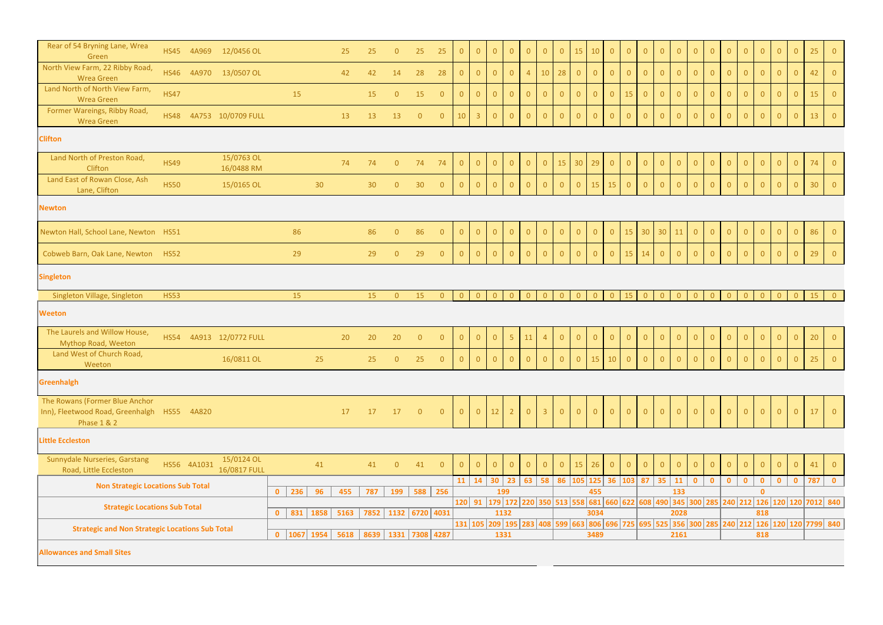| | | | | | | | | | | | | | | | | | | | | | | | | | | | | | | | | | | |
|---|---|---|---|---|---|---|---|---|---|---|---|---|---|---|---|---|---|---|---|---|---|---|---|---|---|---|---|---|---|---|---|---|---|---|
| Rear of 54 Bryning Lane, Wrea Green | HS45 | 4A969 | 12/0456 OL | | | | 25 | 25 | 0 | 25 | 25 | 0 | 0 | 0 | 0 | 0 | 0 | 0 | 15 | 10 | 0 | 0 | 0 | 0 | 0 | 0 | 0 | 0 | 0 | 0 | 0 | 0 | 25 | 0 |
| North View Farm, 22 Ribby Road, Wrea Green | HS46 | 4A970 | 13/0507 OL | | | | 42 | 42 | 14 | 28 | 28 | 0 | 0 | 0 | 0 | 4 | 10 | 28 | 0 | 0 | 0 | 0 | 0 | 0 | 0 | 0 | 0 | 0 | 0 | 0 | 0 | 0 | 42 | 0 |
| Land North of North View Farm, Wrea Green | HS47 | | | | 15 | | | 15 | 0 | 15 | 0 | 0 | 0 | 0 | 0 | 0 | 0 | 0 | 0 | 0 | 0 | 15 | 0 | 0 | 0 | 0 | 0 | 0 | 0 | 0 | 0 | 0 | 15 | 0 |
| Former Wareings, Ribby Road, Wrea Green | HS48 | 4A753 | 10/0709 FULL | | | | 13 | 13 | 13 | 0 | 0 | 10 | 3 | 0 | 0 | 0 | 0 | 0 | 0 | 0 | 0 | 0 | 0 | 0 | 0 | 0 | 0 | 0 | 0 | 0 | 0 | 0 | 13 | 0 |
| **Clifton** | | | | | | | | | | | | | | | | | | | | | | | | | | | | | | | | | | |
| Land North of Preston Road, Clifton | HS49 | | 15/0763 OL 16/0488 RM | | | | 74 | 74 | 0 | 74 | 74 | 0 | 0 | 0 | 0 | 0 | 0 | 15 | 30 | 29 | 0 | 0 | 0 | 0 | 0 | 0 | 0 | 0 | 0 | 0 | 0 | 0 | 74 | 0 |
| Land East of Rowan Close, Ash Lane, Clifton | HS50 | | 15/0165 OL | | | 30 | | 30 | 0 | 30 | 0 | 0 | 0 | 0 | 0 | 0 | 0 | 0 | 0 | 15 | 15 | 0 | 0 | 0 | 0 | 0 | 0 | 0 | 0 | 0 | 0 | 0 | 30 | 0 |
| **Newton** | | | | | | | | | | | | | | | | | | | | | | | | | | | | | | | | | | |
| Newton Hall, School Lane, Newton | HS51 | | | | 86 | | | 86 | 0 | 86 | 0 | 0 | 0 | 0 | 0 | 0 | 0 | 0 | 0 | 0 | 0 | 15 | 30 | 30 | 11 | 0 | 0 | 0 | 0 | 0 | 0 | 0 | 86 | 0 |
| Cobweb Barn, Oak Lane, Newton | HS52 | | | | 29 | | | 29 | 0 | 29 | 0 | 0 | 0 | 0 | 0 | 0 | 0 | 0 | 0 | 0 | 0 | 15 | 14 | 0 | 0 | 0 | 0 | 0 | 0 | 0 | 0 | 0 | 29 | 0 |
| **Singleton** | | | | | | | | | | | | | | | | | | | | | | | | | | | | | | | | | | |
| Singleton Village, Singleton | HS53 | | | | 15 | | | 15 | 0 | 15 | 0 | 0 | 0 | 0 | 0 | 0 | 0 | 0 | 0 | 0 | 0 | 15 | 0 | 0 | 0 | 0 | 0 | 0 | 0 | 0 | 0 | 0 | 15 | 0 |
| **Weeton** | | | | | | | | | | | | | | | | | | | | | | | | | | | | | | | | | | |
| The Laurels and Willow House, Mythop Road, Weeton | HS54 | 4A913 | 12/0772 FULL | | | | 20 | 20 | 20 | 0 | 0 | 0 | 0 | 0 | 5 | 11 | 4 | 0 | 0 | 0 | 0 | 0 | 0 | 0 | 0 | 0 | 0 | 0 | 0 | 0 | 0 | 0 | 20 | 0 |
| Land West of Church Road, Weeton | | | 16/0811 OL | | | 25 | | 25 | 0 | 25 | 0 | 0 | 0 | 0 | 0 | 0 | 0 | 0 | 0 | 15 | 10 | 0 | 0 | 0 | 0 | 0 | 0 | 0 | 0 | 0 | 0 | 0 | 25 | 0 |
| **Greenhalgh** | | | | | | | | | | | | | | | | | | | | | | | | | | | | | | | | | | |
| The Rowans (Former Blue Anchor Inn), Fleetwood Road, Greenhalgh Phase 1 & 2 | HS55 | 4A820 | | | | | 17 | 17 | 17 | 0 | 0 | 0 | 0 | 12 | 2 | 0 | 3 | 0 | 0 | 0 | 0 | 0 | 0 | 0 | 0 | 0 | 0 | 0 | 0 | 0 | 0 | 0 | 17 | 0 |
| **Little Eccleston** | | | | | | | | | | | | | | | | | | | | | | | | | | | | | | | | | | |
| Sunnydale Nurseries, Garstang Road, Little Eccleston | HS56 | 4A1031 | 15/0124 OL 16/0817 FULL | | | 41 | | 41 | 0 | 41 | 0 | 0 | 0 | 0 | 0 | 0 | 0 | 0 | 15 | 26 | 0 | 0 | 0 | 0 | 0 | 0 | 0 | 0 | 0 | 0 | 0 | 0 | 41 | 0 |
| **Non Strategic Locations Sub Total** | | | | | | | | | | | | 11 | 14 | 30 | 23 | 63 | 58 | 86 | 105 | 125 | 36 | 103 | 87 | 35 | 11 | 0 | 0 | 0 | 0 | 0 | 0 | 0 | 787 | 0 |
| | | | | 0 | 236 | 96 | 455 | 787 | 199 | 588 | 256 | 199 | | | | | | 455 | | | | | 133 | | | | | 0 | | | | | | |
| **Strategic Locations Sub Total** | | | | | | | | | | | | 120 | 91 | 179 | 172 | 220 | 350 | 513 | 558 | 681 | 660 | 622 | 608 | 490 | 345 | 300 | 285 | 240 | 212 | 126 | 120 | 120 | 7012 | 840 |
| | | | | 0 | 831 | 1858 | 5163 | 7852 | 1132 | 6720 | 4031 | 1132 | | | | | | 3034 | | | | | 2028 | | | | | 818 | | | | | | |
| **Strategic and Non Strategic Locations Sub Total** | | | | | | | | | | | | 131 | 105 | 209 | 195 | 283 | 408 | 599 | 663 | 806 | 696 | 725 | 695 | 525 | 356 | 300 | 285 | 240 | 212 | 126 | 120 | 120 | 7799 | 840 |
| | | | | 0 | 1067 | 1954 | 5618 | 8639 | 1331 | 7308 | 4287 | 1331 | | | | | | 3489 | | | | | 2161 | | | | | 818 | | | | | | |
| **Allowances and Small Sites** | | | | | | | | | | | | | | | | | | | | | | | | | | | | | | | | | | |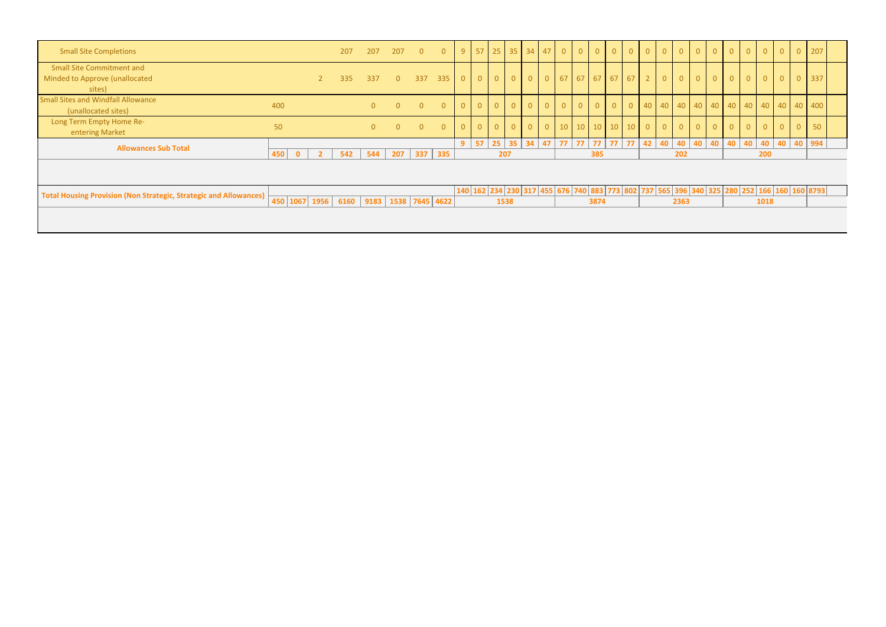| | | | | | | | | | | | | | | | | | | | | | | | | | | | | | | |
|---|---|---|---|---|---|---|---|---|---|---|---|---|---|---|---|---|---|---|---|---|---|---|---|---|---|---|---|---|---|---|
| Small Site Completions | | | | 207 | 207 | 207 | 0 | 0 | 9 | 57 | 25 | 35 | 34 | 47 | 0 | 0 | 0 | 0 | 0 | 0 | 0 | 0 | 0 | 0 | 0 | 0 | 0 | 0 | 0 | 207 |
| Small Site Commitment and Minded to Approve (unallocated sites) | | | 2 | 335 | 337 | 0 | 337 | 335 | 0 | 0 | 0 | 0 | 0 | 0 | 67 | 67 | 67 | 67 | 67 | 2 | 0 | 0 | 0 | 0 | 0 | 0 | 0 | 0 | 0 | 337 |
| Small Sites and Windfall Allowance (unallocated sites) | 400 | | | | 0 | 0 | 0 | 0 | 0 | 0 | 0 | 0 | 0 | 0 | 0 | 0 | 0 | 0 | 0 | 40 | 40 | 40 | 40 | 40 | 40 | 40 | 40 | 40 | 40 | 400 |
| Long Term Empty Home Re-entering Market | 50 | | | | 0 | 0 | 0 | 0 | 0 | 0 | 0 | 0 | 0 | 0 | 10 | 10 | 10 | 10 | 10 | 0 | 0 | 0 | 0 | 0 | 0 | 0 | 0 | 0 | 0 | 50 |
| **Allowances Sub Total** | | | | | | | | | **9** | **57** | **25** | **35** | **34** | **47** | **77** | **77** | **77** | **77** | **77** | **42** | **40** | **40** | **40** | **40** | **40** | **40** | **40** | **40** | **40** | **994** |
| | **450** | **0** | **2** | **542** | **544** | **207** | **337** | **335** | **207** | | | | | | **385** | | | | | **202** | | | | | **200** | | | | | |
| **Total Housing Provision (Non Strategic, Strategic and Allowances)** | | | | | | | | | **140** | **162** | **234** | **230** | **317** | **455** | **676** | **740** | **883** | **773** | **802** | **737** | **565** | **396** | **340** | **325** | **280** | **252** | **166** | **160** | **160** | **8793** |
| | **450** | **1067** | **1956** | **6160** | **9183** | **1538** | **7645** | **4622** | **1538** | | | | | | **3874** | | | | | **2363** | | | | | **1018** | | | | | |